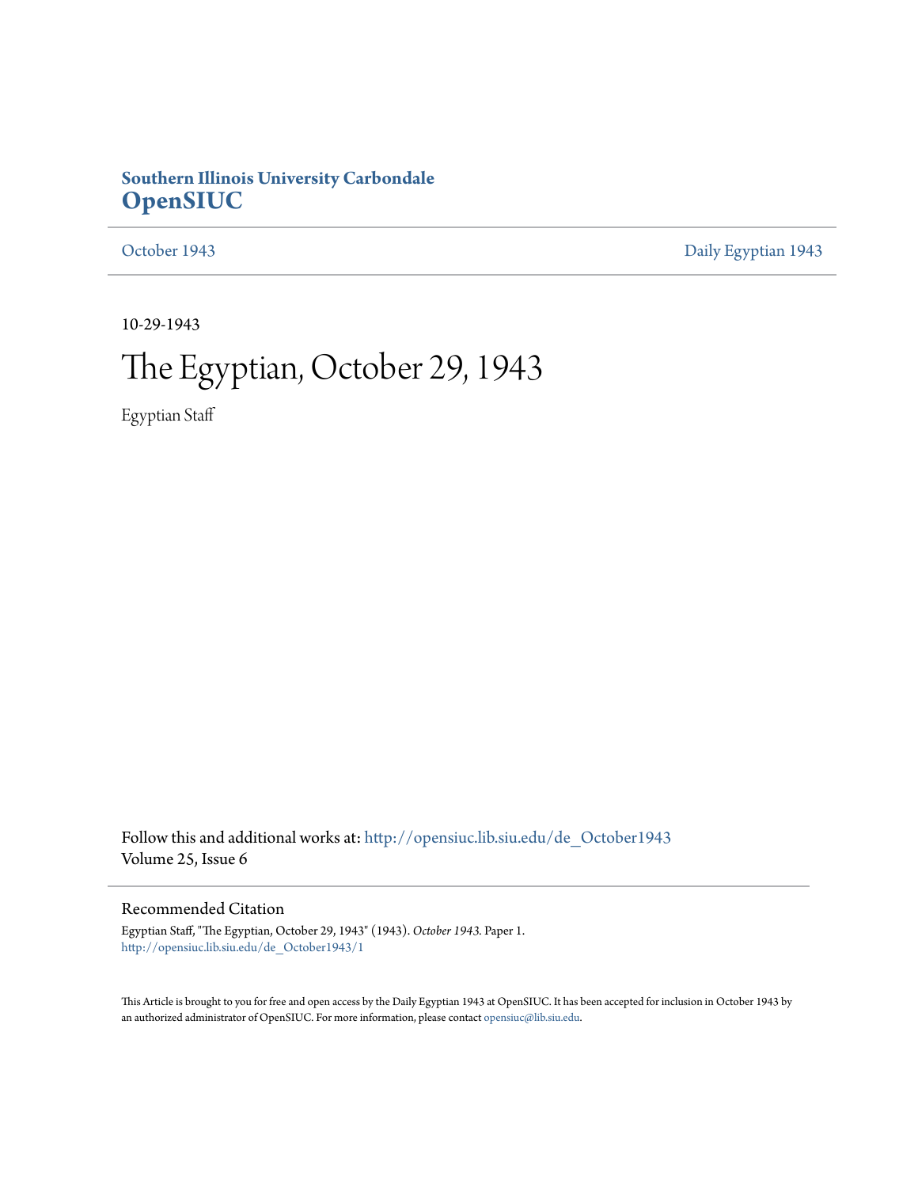**Southern Illinois University Carbondale**
**OpenSIUC**

October 1943 | Daily Egyptian 1943

---

10-29-1943

# The Egyptian, October 29, 1943

Egyptian Staff

Follow this and additional works at: http://opensiuc.lib.siu.edu/de_October1943
Volume 25, Issue 6

## Recommended Citation

Egyptian Staff, "The Egyptian, October 29, 1943" (1943). *October 1943.* Paper 1.
http://opensiuc.lib.siu.edu/de_October1943/1

This Article is brought to you for free and open access by the Daily Egyptian 1943 at OpenSIUC. It has been accepted for inclusion in October 1943 by an authorized administrator of OpenSIUC. For more information, please contact opensiuc@lib.siu.edu.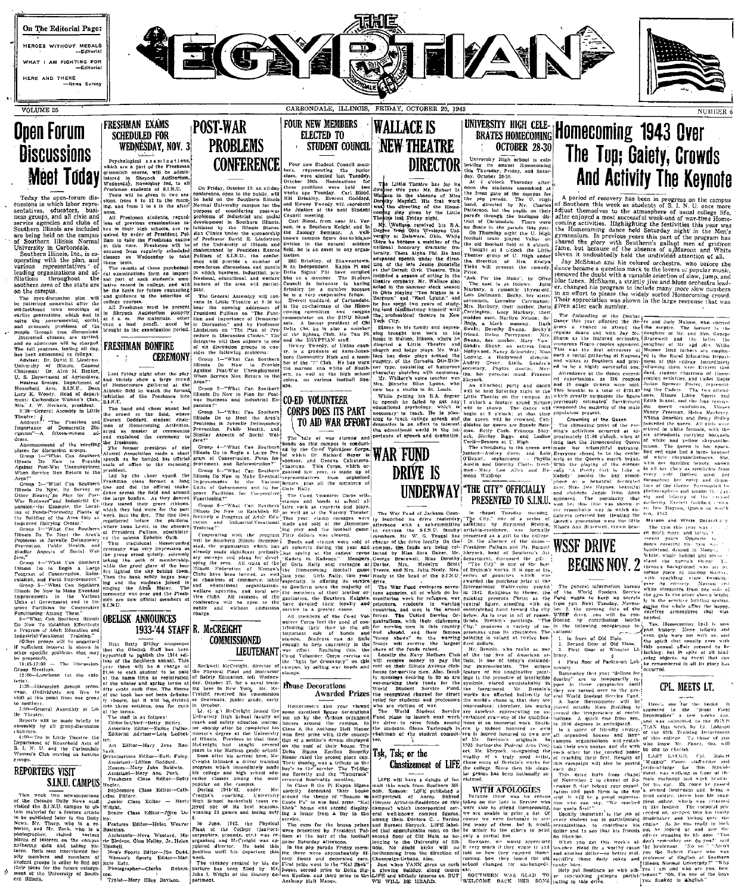On The Editorial Page:

HEROES WITHOUT MEDALS —Editorial

WHAT I AM FIGHTING FOR —Editorial

HERE AND THERE —News Survey

# THE EGYPTIAN

VOLUME 25 — CARBONDALE, ILLINOIS, FRIDAY, OCTOBER 29, 1943 — NUMBER 6

# Open Forum Discussions Meet Today

Today the open-forum discussions in which labor representatives, educators, business groups, and all civic and service agencies and clubs of Southern Illinois are included are being held on the campus of Southern Illinois Normal University in Carbondale.

Southern Illinois, Inc., is cooperating with the plan, and various representatives of leading organizations and affiliations throughout the southern area of the state are on the campus.

The open-discussion plan will be patterned somewhat after the old-fashioned town meetings of earlier generations, which met to solve the governmental, social, and economic problems of the people through free discussion. Interested citizens are invited, and no admission will be charged. The full program, lasting all day, has been announced as follows:

Adviser: Dr. David E. Lindstrom, University of Illinois. General Chairman: Dr. Alva H. Benton, U. S. Department of Agriculture. Hostess Group: Department of Household Arts, S.I.N.U., Dean Lucy K. Woody, Head of department; Carbondale Woman's Club, Mrs. J. W. Neckers, president.

8:30—General Assembly in Little Theatre;

Address: "The Function and Importance of Democratic Discussion"—A fifteen-minute address.

Announcement of the meeting places for discussion groups.

Group 1—"What Can Southern Illinois Do Now to Provide Against Post-War Unemployment When Service Men Return to the Area?"

Group 2—"What Can Southern Illinois Do Now, by Survey or Other Means, to Plan for Post-War Business and Industrial Expansion—for Example, the Locating of Feeds-Processing Plants or the Building of the Area into an Improved Dairying Center?"

Group 3—"What Can Southern Illinois Do Now to Meet the Area's Problems in Juvenile Delinquency Prevention, Public Health, and Similar Aspects of Social Welfare?"

Group 4—"What Can Southern Illinois Do to Begin a Large Program of Conservation, Reforestation, and Farm Improvement?"

Group 5—"What Can Southern Illinois Do Now to Make Eventual Improvements in the Various Units of Government and to Improve Facilities for Cooperative Functioning Among Them?"

6—"What Can Southern Illinois Do Now To Establish Effectively a Program of Adult Education and Industrial-Vocational Training."

(Other groups will be organized if sufficient interest is shown in other specific problems that may be proposed.)

10:15-12:00 — The Discussion-Group Meetings.

12:00—Luncheon (at the cafeteria).

1:30—Discussion groups reconvene. (Individuals are free to shift at this point from one group to another.)

3:00—General Assembly in Little Theatre.

Reports will be made briefly to assembly by all group-discussion chairmen.

4:00—Tea in Little Theatre the Department of Household Arts of S. I. N. U. and the Carbondale Woman's Club serving as hostess groups.

## REPORTERS VISIT S.I.N.U. CAMPUS

This week two newspapermen of the Chicago Daily News staff visited the S.I.N.U. campus to obtain material for a feature article to be published later in the Daily News. Mr. Thorp, who is a reporter, and Mr. Zack, who is a photographer, visited various places of interest on the campus gathering data and taking pictures. Both men interviewed faculty members and numbers of student groups in order to find out their ideas for the future enlargement of the University of Southern Illinois.

# FRESHMAN EXAMS SCHEDULED FOR WEDNESDAY, NOV. 3

Psychological examinations, which are a part of the Freshman orientation course, will be administered in Shryock Auditorium, Wednesday, November 3rd, to all Freshman students of S.I.N.U.

Tests will be given in two sessions, from 8 to 12 in the morning, and from 1 to 4 in the afternoon.

All Freshman students, regardless of previous examinations taken in their high schools, are required by order of President Pulliam to take the Freshman exams at this time. Freshmen will be excused from regularly scheduled classes on Wednesday to take these tests.

The results of these psychological examinations form an important part of each student's cumulative record in college, and will be the basis for future counseling and guidance in the selection of college courses.

All Freshman must be present in Shryock Auditorium promptly at 8 a. m. No materials, other than a lead pencil, need be brought to the examination period.

## FRESHMAN BONFIRE CEREMONY

Last Friday night after the play and variety show a large crowd of Homecomers gathered at the Athletic field to watch the formal initiation of the Freshmen into S.I.N.U.

The band and cheer squad led the crowd to the field, where Everett Goddard, student chairman of Homecoming activities, acted as master of ceremonies and explained the ceremony to the freshmen.

The former president of the Alumni Association made a short speech as he handed his official seals of office to the incoming president.

Led by the cheer squad, the Freshman class formed a long line and did the official snake-dance across the field and around the large bonfire. As they danced they tossed their green ribbons, which they had worn for the past week, into the fire. The line then regathered before the platform where Dean Lentz, in the absence of President Pulliam, administered the solemn Ephebic Oath.

This traditional Homecoming ceremony was very impressive as the group stood quietly, solemnly taking the oath of membership, while the great glare of the bonfire lighted the sky behind them. Then the band softly began playing and the students joined in singing the Alma Mater. The ceremony was over and the Freshmen are now official members of S.I.N.U.

## OBELISK ANNOUNCES 1933-'44 STAFF

Miss Betty Stilley announces that the Obelisk Staff has been appointed to publish the 1944 edition of the Southern annual. This year there will be a charge of $1.00 to each student to be paid at the same time as registration at the winter and spring terms at fifty cents each time. The theme of the book has not been definitely begun, but it will be divided into three sections, one for each of the terms.

The staff is as follows:

Editor-in-Chief—Betty Stilley.
Associate Editor—Eulilie Dallas.
Editorial Advisor—Lois Ledbetter.

Art Editor—Mary Jane Rauback.
Organizations Editor—Ruth Foley.
Assistant—Lillian Goddard.
Humor—Mary John Baldwin.
Assistant—Mary Ann Peck.
Freshman Class Editor—Betty Hogler.
Sophomore Class Editor—Catherine Pittser.
Junior Class Editor — Marie Wright.
Senior Class Editor—Alice Dudley.
Features Editor—Helen Weaver Bostman.
Assistants—News Woolard, Marie Bledsoe, Olen Nalley, Jr., Helen Mitchell.
Men's Sports Editor—Jim Dodd.
Woman's Sports Editor—Marjorie Ratz.
Photographer—Clarke Robertson.
Typist—Mary Ellen Davison.

# POST-WAR PROBLEMS CONFERENCE

On Friday, October 29, an all-day conference, open to the public, will be held on the Southern Illinois Normal University campus for the purpose of considering post-war problems of industrial and social development in Southern Illinois. Initiated by the Illinois Discussion Clinic under the sponsorship of Professor David E. Lindstrom of the University of Illinois and chairmanned by President Roscoe Pulliam of S.I.N.U., the conference will provide a number of open-forum discussions and panels in which business, industrial, professional, educational, and welfare leaders of the area will participate.

The General Assembly will convene in Little Theatre at 9:30 to hear the opening addresses of President Pulliam on "The Function and Importance of Democratic Discussion" and by Professor Lindstrom on "The Plan of Procedure in Discussion Clinics." The delegates will then adjourn to one of six discussion groups to consider the following problems:

Group 1—"What Can Southern Illinois Do Now to Provide Against Post-War Unemployment When Service Men Return to the Area?"

Group 2—"What Can Southern Illinois Do Now to Plan for Post-war Business and Industrial Expansion?"

Group 3—"What Can Southern Illinois Do to Meet the Area's Problems in Juvenile Delinquency Prevention, Public Health, and Similar Aspects of Social Welfare?"

Group 4—"What Can Southern Illinois Do to Begin a Large Program of Conservation, Farm Improvement, and Reforestration?"

Group 5—"What Can Southern Illinois Do Now to Make Eventual Improvements in the Various Units of Government and to Improve Facilities for Cooperative Functioning?"

Group 6—"What Can Southern Illinois Do Now to Establish Effectively a Program of Adult Education and Industrial-Vocational Training?"

Cooperating with the program will be Southern Illinois Incorporated, the organization which has already made significant preliminary surveys and plans for developing the area. All units of the Illinois Federation of Women's Clubs have been invited, as well as chambers of commerce, labor and educational organizations, welfare agencies, and social service clubs. All sessions of the conference will be open to the public and without admission charge.

## R. McCREIGHT COMMISSIONED LIEUTENANT

Rockwell McCreight, director of the Physical Plant and instructor of Safety Education, left Wednesday, October 27, for a naval training base in New York. Mr. McCreight had received his commission as lieutenant, junior grade, early in October.

Lt. (j g) McCreight joined the University High School faculty to coach and teach safety education courses shortly after he completed his master's degree at the University of Illinois. Previous to that time, McCreight had taught several years in the Marion grade school.

Soon after his arrival here, McCreight initiated a driver training program which immediately made his college and high school education classes among the most popular on the campus.

During 1941-'42, under McCreight's coaching, University High School basketball team enjoyed one of its best seasons, winning 21 games and losing only four.

In June, 1942, the Physical Plant of the College (janitors, carpenters, grounds, etc.) was reorganized and McCreight was appointed director. He held this position until his departure this week.

The vacancy created by his departure has been filled by Mr. John I. Wright of the History department.

# FOUR NEW MEMBERS ELECTED TO STUDENT COUNCIL

Four new Student Council members, representing the junior class, were elected last Tuesday, October 19th. Nomination for these positions were held two weeks ago Tuesday. Carl Blood, Bill Brinkley, Everett Goddard, and Hewey Tweedy will represent the juniors at the next Student Council meeting.

Carl Blood, from near Mt. Vernon, is a Southern Knight and in the Zoology Seminar. A well-known campus figure due to his activities in the natural science field, he is an asset to any organization.

Bill Brinkley, of Shawneetown, is an Independent. Kappa Pi and Delta Sigma Phi have enrolled him as a member. The Student Council is fortunate in having Brinkley for a member because he is a very cooperative fellow.

Everett Goddard, of Carbondale, is the co-chairman of the Homecoming committee and campus commentator on the SINU broadcasts. A former president of Chi Delta Chi, he is also a member of the Sphinx Club, Mu Tau Pi, and the EGYPTIAN staff.

Hewey Tweedy, of Union county, is a graduate of Anna-Jonesboro Community High and a member of the "I" Club. He has worn the maroon and white of Southern, as well as the high school colors, on various football lineups.

## CO-ED VOLUNTEER CORPS DOES ITS PART TO AID WAR EFFORT

The sale of war stamps and bonds on this campus is conducted by the Co-ed Volunteer Corps, of which Dr. Richard Beyer is sponsor, and Geneva Calcaterra, chairman. This Corps, which organized last year, is made up of representatives from organized houses, plus all the members of Girls Rally.

The Co-ed Volunteer Corps sells stamps and bonds at school affairs such as concerts and plays, as well as at the Varsity Theater. This year, stamp corsages were made and sold at the Homecoming play and the football game. Fifty dollars was cleared.

Bonds and stamps were sold at all concerts during the year and last spring at the tea dances "Ladies in Retreat." Members of Girls Rally sold corsages at the Homecoming football game last year. Girls Rally, this year especially, is offering its services to Southern since the majority of the members of their brother organization, the Southern Knights, have devoted their loyalty and service to a greater cause.

All members of the Co-ed Volunteer Corps feel the need of contributing their time to the all-important sale of bonds and stamps. Students can do little enough to help concretely in the war effort. Realizing this, the Co-ed Volunteer Corps carries on the "fight for democracy" on the campus, by selling war bonds and stamps.

## House Decorations Awarded Prizes

Homecomers this year viewed some excellent house decorations put on by the various organized houses around the campus. In Class A the Anthony Hall Manor took first prize with their conception of a soldier's dream displayed on the roof of their house. The Delta Sigma Epsilon Sorority House won the second place cup. Their display was a tribute to the boy's in the service. The Tri-Sigma Sorority and the "Vanderock" received honorable mention.

In Class B the Pi Kappa Sigma sorority decorated their house around the theme of "Beacon to Guide Us" to win first prize. "Kal Shek" house won second displaying a letter from a boy in the service.

The cups for the house prizes were presented by President Pulliam at the half of the football game Saturday afternoon.

In the pep parade Friday morning there were approximately fifteen floats and decorated cars. First prize went to the "Kal Shek" house, second prize to Delta Sigma Epsilon, and third prize to the Anthony Hall Manor.

# WALLACE IS NEW THEATRE DIRECTOR

The Little Theatre has for its director this year Mr. Robert D. Wallace in the absence of Miss Dorothy Magnus. His first work was the directing of the Homecoming play given by the Little Theatre last Friday night.

Mr. Wallace received his B.A. Degree from Ohio Wesleyan University at Delaware, Ohio. While there he became a member of the national honorary dramatic fraternity, Theta Alpha Phi. He had advanced speech under the direction of the late Jessie Bonstelle of the Detroit Civic Theatre. This included a season of acting in the theatre company. Mr. Wallace also acted in the summer stock season in Ohio playing "Ten Nights in a Barroom" and "East Lynne" and he has spent two years of study-ing and familiarizing himself with the professional theatre in New York City.

Illness in his family and depression brought him back to his home in Marion, Illinois, where he directed a Little Theatre and church and lodge plays. Mr. Wallace has done plays around the country, of the Cornelia Otis Skinner type, consisting of humorous character sketches with costumes. Mr. Wallace's voice teacher was Mrs. Blanche Blair Lyons, who now has a studio in St. Louis.

While getting his B.A. degree in speech he failed to get any educational psychology, which is necessary to teach. He is planning to teach college speech and dramatics in an advent to interest the educational world in the importance of speech and dramatics.

# WAR FUND DRIVE IS UNDERWAY

The War Fund of Jackson County launched its drive yesterday afternoon with a ten-committee to canvass the S.I.N.U. faculty members. Mr. W. G. Swartz heads the drive locally. On the campus, the funds are being collected by Miss Sara Baker, Mr. Dwight Kelley, Miss Dorothy Davies, Mrs. Madelyn Scott Treece, and Mrs. Julia Neely. Mrs. Neely is the head of the S.I.N.U. drive.

The War Fund embraces seventeen agencies, all of which do humanitarian work for refugees, war prisoners, students in warring countries, and men in the armed forces. The United Service Organizations, with their clubrooms for service men in this country and abroad, and their famous "camp shows" on the warring fronts will receive the largest share of the funds raised.

Locally the Navy Mothers Club will receive money to pay the rent on their Illinois Avenue clubhouse for service men. Also, faculty members desiring to do so are earmarking their funds for the World Student Service Fund, the recognized channel for direct relief for students and professors who are victims of war.

The World Student Service Fund plans to launch next week its drive to raise funds among the students. Glenn Yarbrough is chairman of the student committee.

## Tsk, Tsk; or the Chastizement of LIFE

LIFE will have a deluge of fan mail this week from Southern Illinois. Reason: LIFE published a self-portrait of Aaron Bohrod (former Artist-in-Residence on this campus) which incorporated several well-known campus figures, among them Doctors C. C. Pardoe and Burnett Shryock. LIFE labeled that unmistakable room on the second floor of Old Main as belonging to the University of Illinois. No doubt kicks will be forthcoming from the direction of Champaign-Urbana, also.

Just who YANK gives us such a glowing buildup, along comes LIFE and blithely ignores us. BUT WE WILL BE HEARD.

# UNIVERSITY HIGH CELEBRATES HOMECOMING OCTOBER 28-30

University High school is celebrating its annual Homecoming this Thursday, Friday, and Saturday, October 28-30.

At 4 o'clock Thursday afternoon the students assembled at the front gate of the campus for the pep parade. The U. High band, directed by Mr. Charles Paterson, led the pupils on their parade through the business district of Carbondale. There were no floats in the parade this year.

On Thursday night the U. High football team played Valier on the old football field at 8 o'clock.

Tonight at 8 o'clock the Little Theater group of U. High under the direction of Mrs. Evelyn Hale will present the comedy, "Ask For the Moon", by Olive Price. The cast is as follows: Anne Marbury, a romantic 16-year-old, Lois Dallmann; Becky, her sister, seventeen, Lorraine Carrington; Mrs. Marbury, their mother, Doris Carrington; Lucy Marbury, their maiden aunt, Marilyn Nelson; Bedelia, a black mammy, Ruth Swain; Dorothy Swann, Becky's friend, Helen Perryman; Mrs. Swann, her mother, Mary Yow; Sandra Shane, an actress from Hollywood, Nancy Schneider; Miss Ludwig, a Hollywood director, Audrey Greer; Stella, Sandra's secretary, Phyllis Austin; Martin, her personal maid, Frances Shryock.

An all-school party and dance will be held Saturday night in the Little Theater on the campus. At 7 o'clock a feature sound picture will be shown. The dance will begin at 9 o'clock; at that time the queen will be crowned. Candidates for queen are Bonnie Bateman, Betty Cash, Frances Shryock, Shirley Biggs, and Lodine Cecil—Seniors at U. High.

The attendants to the queen are Juniors—Audrey Greer, and Lois O'Daniel, sophomores — Phyllis Austin and Dorothy Clutts, freshman—Mary Lou Allen and Ramona Waldrop.

## "THE CITY" OFFICIALLY PRESENTED TO S.I.N.U.

In chapel Tuesday morning "The City", one of a series of paintings by Raymond Breinin, artist-in-residence, was formally presented as a gift to the college. In the absence of the donor—President Pulliam and Mr. Burnett Shryock, head of Southern's Art department, discussed the gift.

"The City" is one of the best of Breinin's works. It is one of his series of paintings which was awarded the purchase prize at the International Water-color exhibition in 1942. Religious in theme, the painting presents Christ as the central figure, standing with an outstretched hand toward the city below. As is true in all of romanticists, Breinin's paintings, "The City," produces a variety of impressions upon its spectators. The painting is valued at twelve hundred dollars.

Mr. Breinin, who ranks as one of the top five of American artists, is one of today's outstanding impressionists. The unique feature of his imaginative painting is the presence of intelligible symbols placed unmistakably in the foreground. Mr. Breinin's works are affected indirectly by the war's chaos in that they are impressions; therefore, his works are dateless, representing an accentuated common of the conflicting emotions of an immortal world. Southern is indeed honored to own even one of Mr. Breinin's originals. In 1935 during the Federal Arts Project, Mr. Shryock, recognizing the quality of a truly good artist, chose some of Breinin's works for this college. Since then his singular genius has been nationally acclaimed.

## WITH APOLOGIES

Because there was no census taken on the boys in Service who were able to attend Homecoming, we are unable to print a list. Of course we were fortunate in seeing many of them but it would be unfair to the others to print only a partial list.

However, we would appreciate it very much if they wrote in and told us how they enjoyed Homecoming, how they found the old school changed (or unchanged), etc.

SOUTHERN WAS GLAD TO WELCOME BACK HER SONS.

# Homecoming 1943 Over The Top; Gaiety, Crowds And Activity The Keynote

A period of recovery has been in progress on the campus of Southern this week as students of S. I. N. U. once more adjust themselves to the atmosphere of usual college life, after enjoyed a most successful week-end of war-time Homecoming activities. Highlighting the festivities this year was the Homecoming dance held Saturday night in the Men's gymnasium. In previous years this part of the program has shared the glory with Southern's gallant men of gridiron fame, but because of the absence of a Maroon and White eleven it undoubtedly held the undivided attention of all.

Jay McShann and his colored orchestra, who before the dance became a question mark to the lovers of popular music, removed the doubt with a variable selection of slow, jump, and blue tunes. McShann, a strictly jive and blues orchestra leader, changed his program to include many more slow numbers in an effort to please the widely sorted Homecoming crowd. Their appreciation was shown in the large response that was given after each number.

The disbanding of the Dunbar Dance this year afforded the Negro a chance to attend the regular dance and with Jay McShann as the featured orchestra, numerous Negro couples appeared. This was the first adventure of such a social gathering of Negroes and whites at Southern and proved to be a highly successful one.

Attendance at the dance exceeded expectations, as 386 couples and 19 single tickets were sold. This brought in a total of $734.85 which greatly surpassed the figure previously estimated. Servicemen represented the majority of the male population present.

Crowning of the Queen

The climatic point of the evening's activities occurred at approximately 11:00 o'clock, when at long last the Homecoming Queen made her triumphant entrance. Everyone closed in to the center circle as the Queen's march began. With the playing of the elegant song "A Pretty Girl Is Like a Melody" amidst the gay atmosphere of a beautiful decorated gym, Miss Dee Haynes, beautiful and charming Junior from Anna appeared. The popularity that won her this title was shown in the remarkable way in which the dancers received her. Heading the Queen's procession were the little Misses Ann Bracewell, crown bearer and Judy Malone, who carried the sceptre. The former is the daughter of Mr. and Mrs. George Bracewell and the latter the daughter of Mr. and Mrs. Willis Malone. Both fathers are employed in the Rural Education department of this college. Immediately following them were Everett Goddard, student chairman of Homecoming activities, and Cadet Major Julian Spencer Foster, representing the Cadets. The six attendants, Misses Libby Norris and Edith Mast, and the four runner-up queen candidates, Misses Nancy Freeman, Helen Marberry, Wilma Benedict and Betty Stilley preceded the queen. All girls were attired in white formals, with the six attendants carrying bouquets of white and yellow chrysanthemums. The queen in her sparkling red cape had a large bouquet of white chrysanthemums. She, with her dazzling beauty, shown in all her glory as spotlights from every side flashed upon her throughout her entry and departure of the throne. Surrounded by photographers and amidst the gaiety and frivolity of the excited gathering, Everett Goddard crowned Dee Haynes, Queen of Southern, 1943.

Maroon and White Decorations

The gym this year was a center of much more and better than recent years. Opposite the doors entering the gym was the bandstand, draped in Maroon and White, while behind and above stand the queen's throne. The throne's background was an immense piece of maroon material with sparkling silver tinsel all over it. Maroon and white streamers from one side of the gym to the other shows heights by in the services letting upward, giving the whole affair the happy, carefree atmosphere that was needed.

Yes, Homecoming 1943 is now past history. Many fellows and even gals were not with us, and the spirit that usually goes with this annual affair seemed to be lacking; but in spite of all limiting aspects, an event that can be remembered in all its glory has occurred.

# WSSF DRIVE BEGINS NOV. 2

The general information bureau of the World Student Service Fund wants to keep no secrets from you. Next Tuesday, November 2, the opening date of the WSSF drive, you will be contributing by contribution booths in the following conspicuous locations:

1. In front of Old Main.
2. Second floor of Old Main.
3. First floor of Wheeler Library.
4. First floor of Parkinson Laboratory.

Remember that your "dollars for destiny" are to temporarily repose in these receptacles until they are turned over to the general World Student Service Fund.

A huge thermometer will be placed outside Main Building to record the temperature of contributions. A quick rise from zero to 2000 degrees is anticipated.

In a spirit of friendly rivalry, all organized houses and large campus organizations will establish their own quotas and vie with each other for the coveted honor of reaching their first. Results of this campaign will also be posted each day.

This drive lasts from chapel of November 2 to chapel of November 9. Get behind your organization and give. Here's a good spot in which to be a proud organization who can say, "We reached our quota first!"

Equally important is the job of every student not in participating organizations to contribute his dollar and to see that his friends do likewise.

When you get this week's allowance, plead for a worthy cause and another dollar—or better still, sacrifice those daily cokes and candy bars.

Help put Southern up with other top-ranking colleges participating in this drive.

## CPL. MEETS LT.

Here's one for the books. It appeared in the "Great Falls Broadcaster" a few weeks ago, and was submitted to the EGYPTIAN this week by Lt. Lohman of the 50th Training Detachment of this college. To those of you who know Mr. Faner, this will be one to cherish.

LAST LAUGH. Cpl. Robert "Mugsy" Faner, staff-writer and photographer for this Broadcaster, was walking in front of the main exchange last week heading for his car. En route he passed a second lieutenant and, being a good soldier, threw him his snappiest salute, which was returned in like fashion. The corporal proceeded on, stopped, then his trusty Studebaker and looked over the engine. As he was ready to back out, he looked up and saw the officer standing by his door. "You don't remember me, do you?" said the lieutenant. "No, sir." "Ain't you Mr. Robert Faner who was a professor of English at Southern Illinois Normal University?" "Why yes I am and who are you, lieutenant?" "Oh, I'm one of the boys you flunked in English."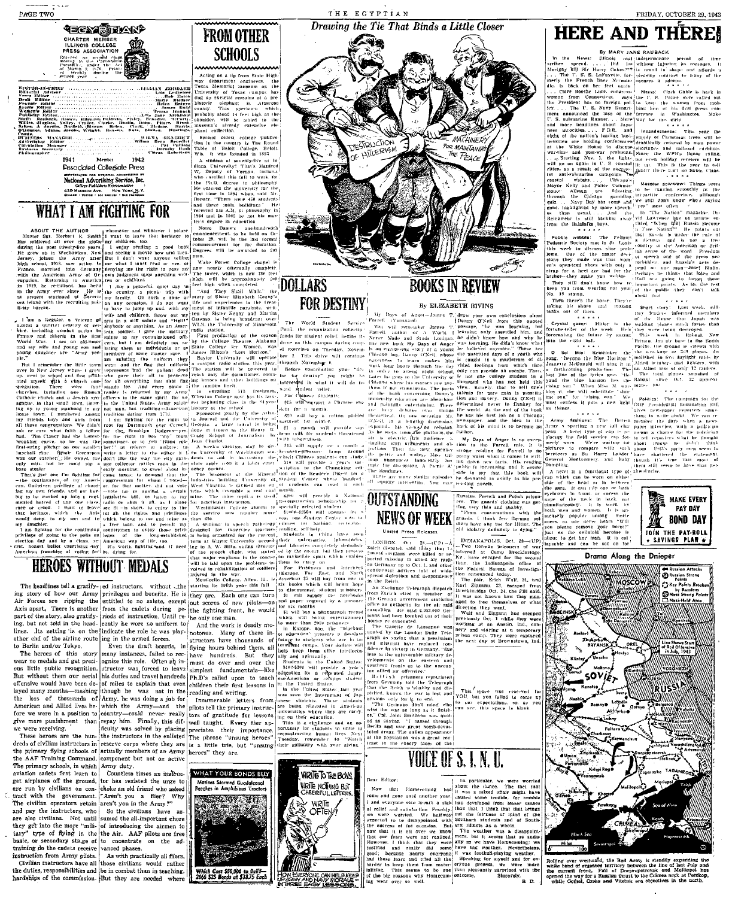# THE EGYPTIAN

CHARTER MEMBER ILLINOIS COLLEGE PRESS ASSOCIATION

Entered as second class matter in the Carbondale Postoffice, under the Act of March 3, 1879. Printed weekly during the school year.

EDITOR-IN-CHIEF ... LILLIAN GODDARD
Editorial Adviser ... Lois Ledbetter
News Editor ... Bob Eaton
Desk Editor ... Marie Bledsoe
Feature Editor ... Helen Rintye
Sports Editor ... James Dodd
Women's Editor ... Terese Ivanick
Publisher Editor ... Lois Jane Archibald

BUSINESS MANAGER ... WILMA BENEDICT
Advertising ... Wilma Rhea Benedict
Circulation Manager ... Pat Pulliam
Business Secretary ... Dorothy Bell
Photographer ... Clarence Robertson

1941 Member 1942
Associated Collegiate Press

REPRESENTED FOR NATIONAL ADVERTISING BY National Advertising Service, Inc. College Publishers Representative 420 Madison Ave. New York, N.Y.

## WHAT I AM FIGHTING FOR

ABOUT THE AUTHOR — Master Sgt. Herbert E. Smith has soldiered all over the globe during the past twenty-five years. He grew up in Weehawken, New Jersey, joined the Army after high school, 1918, saw action in France, marched into Germany with the American Army of Occupation. Returning to America in 1919, he re-enlisted, has been in the Army ever since. He is at present stationed at Governors Island with the recruiting publicity bureau.

I am a Regular, a veteran of almost a quarter century of service, including combat action in France and Siberia in the first World War. I am an old-timer and my wife and young son and younger daughter are "Army people."

But I remember the little town over in New Jersey where I grew up, went to school and then affiliated myself with a church congregation. There were four churches, including one Roman Catholic church and a Jewish synagogue. In that small town, growing up to young manhood in my home town, I numbered among my friends boys and girls from all four congregations. We didn't ask or care what faith a fellow had. Tim Clancy had the fastest breaking curve, so he was the first-string pitcher on our sandlot baseball nine. Hymie Greenspan was our catcher. He owned the only mitt, but he could nip a base stealer.

That's just one I'm fighting for—the continuance of my American, God-given privilege of choosing my own friends, and not having to be worked up into a regimented hatred of any one class, race or creed. I want to leave that heritage, which the Axis would crush, to my son and to my daughter.

I am fighting for the continuing privilege of going to the polls on election day and by a clean, secret, honest ballot exercising my American franchise of voting for whomever and whatever I please. I want to leave that heritage to my children, too.

I enjoy reading a good book and seeing a movie now and then. But I don't want anyone telling me what I must read or see, or denying me the right to pass my own judgment upon anything written or exhibited.

I like a peaceful, quiet day in the country, a picnic trip with my family. On such a time or on any occasion, I do not want to have to jump up and, with my wife and children, throw out my arm in a stiff salute and "Heil" anybody or anything. As an American soldier, I give the military salute to my commissioned officers, but I am definitely not saluting them as individuals or as members of some master race. I am saluting the uniform they wear, and the flag that uniform represents and the gallant dead who gave their all to preserve for all everything that that flag stands for. And every salute I render is returned by my officers in the same spirit, for we in the United States Army salute no man, but tradition—American tradition dating from 1775.

I am fighting for the right to root for Dartmouth over Cornell, for the Brooklyn Dodgers—yes, for the right to boo "my team," sometimes, or to yell "Blind robber!" at referee or umpire; to write a letter to the editor if I don't like the way the city garbage collector rattles cans in the early morning; to growl about the income taxes; to demand that the congressman for whom I voted—or for that matter did not vote—vote for or against a certain legislative bill, to listen to the radio or shut it off as I please; see fit—in short, to enjoy to the full all the rights and privileges of being a free man, and to permit my countrymen to enjoy those privileges of free men, unrestricted by any of the inhumane edicts, American way of life, too.

It's worth fighting and, if need be, dying for.

## HEROES WITHOUT MEDALS

The headlines tell a gratifying story of how our Army Air Forces are ripping the Axis apart. There is another part of the story, also gratifying, but not told in the headlines. Its setting is on the other end of the airline route to Berlin and/or Tokyo.

The heroes of this story wear no medals and get precious little public recognition. But without them our aerial offensive would have been delayed many months—meaning the loss of thousands of American and Allied lives before we were in a position to give more punishment than we were receiving.

These heroes are the hundreds of civilian instructors in the primary flying schools of the AAF Training Command. The primary schools, in which aviation cadets first learn to get airplanes off the ground, are run by civilians on contract with the government. The civilian operators retain and pay the instructors, who are also civilians. Not until they get into the more "military" type of flying in the basic, or secondary stage of training do the cadets receive instruction from Army pilots.

Civilian instructors have all the duties, responsibilities and hardships of the commissioned instructors, without the privileges and benefits. He is entitled to no salute, except from the cadets during periods of instruction. Until recently he wore no uniform to indicate the role he was playing in the armed forces.

Even the draft boards, in many instances, failed to recognize this role. Often an instructor was forced to leave his duties and travel hundreds of miles to explain that even though he was not in the Army, he was doing a job for which the Army—and the country—could never really repay him. Finally, this difficulty was solved by placing the instructors in the enlisted reserve corps where they are actually members of an Army component but not on active Army duty.

Countless times an instructor has resisted the urge to choke an old friend who asked "Aren't you a flier? Why aren't you in the Army?"

So the civilians have assumed the all-important chore of introducing the airmen to the Air. AAF pilots are free to concentrate on the advanced phases.

As with practically all fliers, those civilians would rather be in combat than in teaching. But they are needed where they are. Each one can turn out scores of new pilots—on the fighting front, he would be only one man.

And the work is deadly monotonous. Many of these instructors have thousands of flying hours behind them, all have hundreds. But they must do over and over the simplest fundamentals—like Ph.D.'s called upon to teach children their first lessons in reading and writing.

Innumerable letters from pilots tell the primary instructors of gratitude for lessons well taught. Every flier appreciates their importance. The phrase "unsung heroes" is a little trite, but "unsung heroes" they are.

WHAT YOUR BONDS BUY
Marines Stormed Guadalcanal Beaches in Amphibious Tractors

Which Cost $50,000 to Build—2666 $25 Bonds at $18.75 Each

## FROM OTHER SCHOOLS

Acting on a tip from State Highway department engineers, the Texas Memorial museum on the University of Texas campus has dug up skeletal remains of a prehistoric elephant in Atascosa county. This specimen, which probably stood 14 feet high at the shoulder, will be added to the museum's already extensive elephant collection.

Second oldest college publication in the country is The Round Table of Beloit College, Beloit, Wis. It was founded in 1853.

A student at seventy-five at Indiana University! That's Manford W. Deputy of Vernon, Indiana, who enrolled this fall to work for the Ph.D. degree in philosophy. He entered the university for the first time in 1894 when, said Mr. Deputy, "There were 400 students and three main buildings." He received his A.M. in philosophy in 1900 and in 1905 he got his master's degree in education.

Notre Dame's one-hundredth commencement, to be held on October 29, will be the last normal commencement for the duration. Degrees will be awarded to 209 men.

Wake Forest College chapel is now nearly externally complete. The tower, when it reaches the top, will be approximately 200 feet high when completed.

"And They Shall Walk," the story of Sister Elizabeth Kenny's life and experiences in the treatment of infantile paralysis, written by Sister Kenny and Martha Ostenso, is being broadcast over WLB of the University of Minnesota radio station.

First production of the season by the College Theatre Alabama State College for Women was James Hilton's "Lost Horizon."

Baylor University is operating a campus radio station this year. The station will be powered to reach only the dormitories, rooming houses and other buildings on the campus itself.

In enrolling 313 freshmen, Wheaton College now has its largest beginning class in the 84 year history of the school.

Sponsored jointly by the Atlanta Journal and the University of Georgia, a large mural is being done in fresco in the Henry W. Grady School of Journalism by Jack Charles.

A week's vacation may be given students at the University of Washington and an additional holiday to harvest the state apple crop if a labor emergency occurs.

The basement of the Mineral Industries building, University of West Virginia, is divided into sections which resemble a real coal mine. The mine is used for practical instruction.

Westminster College alumni observe the service now number more than 650.

A seminar in speech pathology designed for in-service teachers is being organized for the current term at Wayne University according to A. W. Ellis, acting director of the speech clinic, who stated that major emphasis in the course will be laid upon the problems involved in rehabilitation of soldiers injured in the war.

Monticello College, Alton, Ill., is starting its 106th year this fall.

## DOLLARS FOR DESTINY

The World Student Service Fund, the organization collecting funds for student relief, begins its drive on this campus during a chapel program on Tuesday, November 2. This drive will continue through November 9.

Before contributing your "dollars for destiny" you might be interested in what it will do to want student relief.

For Chinese Students:

$15 will support a Chinese student for a month.

$20 will buy a cotton padded garment for winter.

$1 a month will provide cod liver oil for students threatened with tuberculosis.

$15 will supply for a month a Student Service lamp around which Chinese students can study.

$10 will provide a year's subscription to the Chinese edition of the Reader's Digest in a Student Center where hundreds of students can read it each month.

$200 will provide a National Reconstruction Scholarship to a specially selected student.

$500-$2500 will operate for a year one Student Center, with facilities for baths, recreation, reading, self-help.

Students in China have seen their universities, laboratories, and libraries completely demolished by the enemy but this process—an invincible spirit which enables them to carry on.

For Prisoners and Internees (Europe, Far East, and North America): $5 will buy from one to six books which will bring hope to discouraged student prisoners.

$1 will supply the notebooks and paper required by a prisoner for six months.

$1 will buy a phonograph record which will bring entertainment to more than 2000 prisoners.

In Europe, too, the "higher education" presents a desolate future to students who are still in concentration camps. Your dollars will help keep them alive intellectually and spiritually.

Students in the United States: $100-$200 will provide a year's education for a relocated Japanese-American or refugee student in the United States.

In the United States last year was seen the internment of Japanese students. These students are being relocated in American universities where they are carrying on their education.

This is a challenge and an opportunity for students to unite in reconstructing human lives. Next Tuesday, remember to "Match their gallantry with your giving."

## Drawing the Tie That Binds a Little Closer

DESTRUCTION OF HITLERISM — MACHINERY FOR MAINTAINING THE PEACE

## BOOKS IN REVIEW

By ELIZABETH BIVINS

My Days of Anger—James T. Farrell (Vanguard).

You will remember James T. Farrell, author of A World I Never Made and Studs Lonigan. His new book, My Days of Anger, is an engrossing story of a young Chicago boy, Danny O'Neil, whose experiences in varied phases make up the story of his life. Danny's work brings him through the day in order to attend night school. Later he goes to the University of Chicago where his classes are significant to his maturation. The parts of the book concerning Danny's university education are absorbing and carefully scrutinized. There are fiery debates over ideas thrashed out on one occasion, Mr. O'Neil, in a lengthy discussion, insisted—"just as Cleveland"—as he steps from the platform the air is electric. This audience—filled with arguments and discussions. Then the next speaker, the people, and writers. Miss Gilman sometimes amusingly becomes topic for discussion. A Picnic at The Sandlots.

There are many similar episodes all equally interesting. You may draw your own conclusions about Danny O'Neil from the quoted passage, "He was learning, but learning only unsettled him, and he didn't know how and why he was learning. He didn't know what he believed anymore." These are the unsettled days of a youth who is caught in a maelstrom of divided feelings from which there only can provide an escape. There is but one college student in a thousand who has not held this view, namely, that to sell one's talents for mere gain is prostitution and slavery. Danny O'Neil is determined never to flunky for the world. At the end of the book he has his first job on a Chicago newspaper, and the idea in the back of his mind is to become an author.

My Days of Anger is no exception to the Farrell rule. It is "a ripping reading" for Farrell is no pretty waist when it comes to writing down raw facts. His reading public is increasing, and it seems safe to say that this book will be devoured as avidly as his preceding novels.

## OUTSTANDING NEWS OF WEEK

United Press Releases

LONDON, Oct. 28—(UP)—A Zurich dispatch said today that 1,020,000 civilians were killed or reported missing in allied air raids on Germany up to Oct. 1, and other continental advices told of widespread defection and despondency in the Reich.

An Exchange Telegraph dispatch from Zurich cited as source of the German government statistics office as authority for the air raid casualties. He said 4,353,000 Germans had been bombed out of their homes or evacuated.

The Gazette de Lausanne was quoted by the London Daily Telegraph as saying that a pessimism and mistrust have replaced confidence in victory in Germany "due less to the unfavorable military developments on the eastern and southern fronts as to the unceasing allied air offensive."

British prisoners repatriated from Germany told the Telegraph that the Reich is "shabby and dispirited, knows the war is lost and anxious only for it to end."

"The Germans don't mind who wins the war as long as it finishes," Cpl. John Smithson was quoted as saying. "I passed through Berlin and saw only bomb-devastated areas. The sullen appearance of the population was a great contrast to the cheery faces of the Russian, French and Polish prisoners. The Germans' clothing was getting very thin and shabby.

"From conversations with the guards, I think few Germans and their wives say they are for Hitler. The old idolatry definitely is dying."

INDIANAPOLIS, Oct. 28—(UP)—Two German prisoners of war interned at Camp Breckinridge, Ky., have escaped for the second time, the Indianapolis office of the Federal Bureau of Investigation announced today.

The pair, Erich Wulf, 21, and Karl Ziegann, 22, escaped from Breckinridge Oct. 24, the FBI said. It was not known how they managed to free themselves or what direction they went.

Wulf and Ziegann had escaped previously Oct. 1, while they were working at an Austin, Ind., cannery and staying at a temporary prison camp. They were captured the next day at Brownstown, Ind.

This space was reserved for YOU but you failed to come up to our expectations, so as you can see, this space is blank.

## VOICE OF S. I. N. U.

Dear Editor:

Now that Homecoming has come and gone until another year, I and everyone else breath a sigh of relief and satisfaction. Frankly, we were worried. We halfway expected to be disappointed with the success of the occasion. But now that it is all over we know that our fears were not realized. However, I think that they were justified and really did some good, because nearly everyone had these fears and tried all the harder to keep them from materializing. This seems to be one of the big reasons why Homecoming went over so well.

In particular, we were worried about the dance. The fact that it was a mixed affair might have caused some trouble, for trouble has developed from lesser causes than that. I think that that brings out the fairness of mind of the Southern students and of Southern Illinois as a whole.

The weather was a disappointment. But it seems that we usually as we have Homecoming; we have bad weather. Nevertheless, it was football-playing weather.

Speaking for myself and for everyone present, we were more than pleasantly surprised with the outcome.

Sincerely,

B. D.

## HERE AND THERE

By MARY JANE RAUBACK

In the News: Illinois coal strikes spread . . . Did the Marigny kill Sir Harry Oakes?? . . . The U. S. S. Lafayette, formerly the French liner Normandie, is back on her feet again . . . Clare Boothe Luce, congresswoman from Connecticut, says the President has no foreign policy . . . The U. S. Navy Department announced the loss of the U. S. submarine Runner . . . More and more headlines about Japanese atrocities . . . F.D.R. and eight of the nation's leading businessmen are holding conferences at the White House to discuss war-time and post-war problems . . . Starting Nov. 1, the lights will go on again in U. S. coastal cities as a result of the success of anti-submarine campaigns in coastal waters . . . Chicago's Mayor Kelly and Police Commissioner Allman are sleuthing through the Chicago gambling quiz . . . Navy Day has come and gone, highlighted by more speeches than usual . . . And the Reichwehr is still backing away from the Balkan boys.

Fobble wobble: The Fellows Pedantic Society met in St. Louis this week to discuss shoe problems. One of the major decisions they made was that women's open-toed shoes with only a strap for a heel are bad for the arches—they make you wobble. They still don't know how to keep you from wearing out your No. 18 stamp.

Then there's the horse. They're taking his shoes and making tanks out of them.

Crystal gazer: Hitler is the fortune-teller of the week. He's forecasting the future by gazing into the eight ball.

O Sol Mio: Remember the song, "Beyond the Blue Horizon"? Jeanette McDonald will sing it in a forthcoming production. The last line of the lyric goes "Beyond the blue horizon lies the rising sun." When Miss M. warbles it she will substitute "shining sun" for "rising sun." We must confess it puts a new light on things.

Army fashions: The British Army is sporting a new cap chapeau. A beret type of cap is replacing the field service cap formerly worn. We've seen some pictures to compare with such berets as Sir Harry Lauder, General Montgomery, and Baby Dumpling.

A beret is a functional type of cap which can be worn on either side of the head or in between the ears. It can clip one or both eyebrows in front or caress the nape of the neck in back, not simultaneously. It is worn by both men and women. It is immensely popular among mountaineers, so one never hears: "Will you please remove your hat?" just as the celluloid heroine is about to get her man. It is collapsible and can be sat on for indeterminate period of time without injuring its contours. It is round in shape and affords a pleasing contrast to many of the squares in uniform.

Memo: Clark Gable is back in the U. S. Police were called out to keep the women from mobbing him at his first press conference in Washington. Make way for the girls.

Incandescence: This year the supply of Christmas trees will be drastically reduced by man power shortages and railroad curbings. Since the WPB's lights ruling, not even holiday revelers will be lit up. This is the year to tell junior there ain't no Santa Claus.

Moscow somehow: Things seem to be running smoothly at the tripartite conference, although they still don't know who's saying "yes" most often.

In "The Nation" magazine, David Lawrence has an article entitled "When Will Russia Become a Free Nation?" He points out that Russia is under the rule of a dictator and is not a free country in the American or British sense of the word. Freedom of speech and of the press are forbidden, and Russia's acts depend on one man—Josef Stalin. Perhaps he thinks that Eden and Hull are going to forget these important points. As for the rest of the public, they don't talk about that.

Short story: Last week, military leaders informed members of the House that Japan was building ships faster than they were being destroyed. This week in Rabaul, New Guinea, Jap air base in the South Pacific, the ground is strewn with the wreckage of 300 planes, demolished in two daylight raids by Allied bombers and fighters with no Allied loss of only 12 planes. The total planes smashed at Rabaul since Oct. 12 approximates 300.

Politics: The campaign for the 1944 Presidential nomination still stays newspaper reporters something to write about. We can remember the days when a newspaper interview with a politician meant a chance for the politician to tell reporters what he thought about things in John, think about 1943's party men seem to have plastered the statement, though it's true that most of them still seem to have that get-ahead side.

MAKE EVERY PAY DAY BOND DAY — JOIN THE PAY-ROLL SAVINGS PLAN

## Drama Along the Dnieper

Russian Attacks; German Strong Points; Key Points Retaken by Russians; Heavy Air Blows Placed; Nazi-Held Area

Line Shows Start of Red Offensive in July, 1943

MOSCOW, SOVIET RUSSIA

Rolling ever westward, the Red Army is steadily expanding the white band of regained territory between the line of last July and the current front. Fall of Dnepropetrovsk and Melitopol has opened the way for a Russian thrust to the Crimean neck at Perekop, while Gomel, Orsha and Vitebsk are objectives in the north.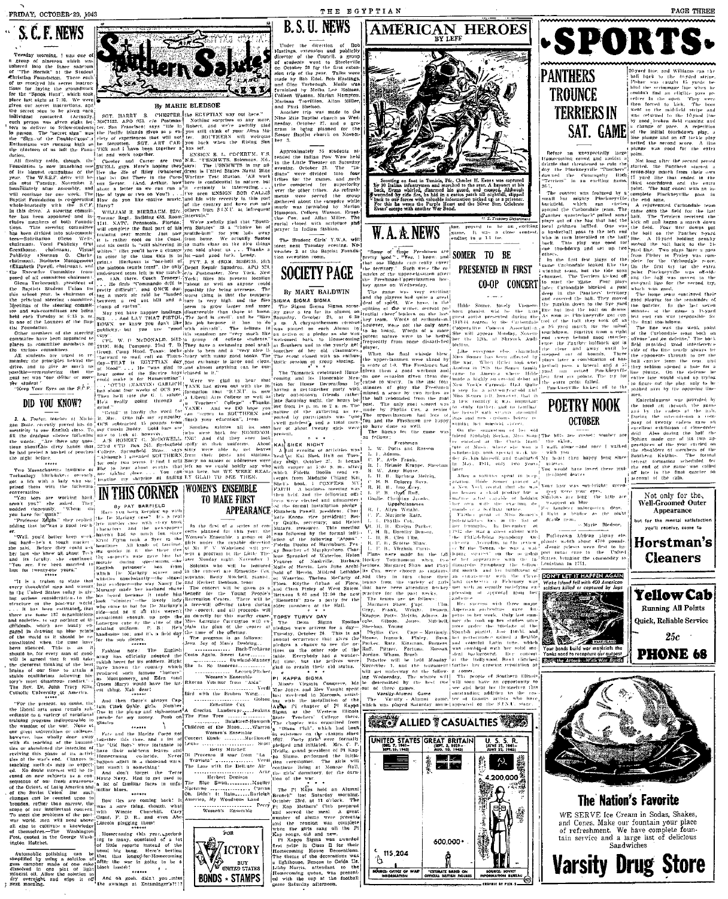# S. C. F. NEWS

Tuesday morning, I was one of a group of nineteen which was ushered into the inner sanctum of "The Hermit" at the Student Christian Foundation. There each of us received his secret instructions for laying the groundwork for the "Spook Hunt", which took place last night at 7:30. We were given our secret instructions, and the secret was to be given each individual contacted. Actually, each person was given eight letters to deliver to fellow-students in person. The "secret sign" was the "Sign of the Double-Cross". Enthusiasm was running high as the nineteen of us left the Foundation.

All frivolity aside, though, the Foundation is now launching one of its biggest campaigns of the year. The W.S.S.F. drive will begin next Tuesday, November 2, immediately after assembly, and will continue for one week. The Baptist Foundation is cooperating whole-heartedly with the S.C.F. in this drive. A steering committee has been appointed and includes members of both Foundations. This steering committee has been divided into sub-committees—Solicitation (Gene Wells, chairman), Vocal Publicity (Pat Greenhouse, chairman), Visual Publicity (Norman O. Clarke, chairman), Business Management (Elizabeth Powell, chairman), and the Executive Committee (composed of all committee chairmen). Glenn Vanderwerf, president of the Baptist Student Union for this school year, is chairman of the principal steering committee. Meetings of the steering committee and sub-committees are being held each Tuesday at 5:15 p. m. in one of the Lounges of the Baptist Foundation.

Other members of the steering committee have been appointed to places as committee members on the various committees.

All students are urged to remember the principles behind the drive, and to give as much as possible—remembering that the goal set was "one dollar or more per student".

"Keep Your Eyes on the S.C.F."

## DID YOU KNOW?

J. A. Foster, teacher at Michigan State, recently proved his domestibility to one English class. To all his deadpan classes follow the words, "Are there any questions about this dirty hands that he had put on a bushel of peaches the night before.

Two Massachusetts Institute of Technology blitzkriegs recently got a lift with a lady who surprised them with the following conversation.

"You boys are working hard, aren't you?" she asked. They nodded vigorously. "What do you have for math?"

"Professor Zeiglen," they replied, adding that he was a good teacher.

"Well, you'd better keep working hard—he's a tough marker," she said. Before they could ask her how she knew all about Tech and its faculty, she continued: "You see, I've been married to him for twenty-five years."

"It is a truism to state that every thoughtful man and woman in the United States today is giving serious consideration to the structure of the post-war world ... It has been estimated that there are some 187 organizations and societies, to say nothing of individuals, which are busily engaged in drawing up blue prints of the world as it should be reconstituted when the guns have been silenced. This is as it should be, for every man of good will is agreed that it will take the clearest thinking of the best brains of our time to attain a stable equilibrium following history's most disastrous conflict." The Rev. Dr. John Tracy Ellis, Catholic University of America.

"For the present, no doubt, the liberal arts must remain subordinate to a variety of vocational training programs indispensable to the winning of the war. None of our great universities or colleges, however, has wholly done away with its teaching of the humanities or abandoned the intention of reviving this phase of its activities at the war's end. Changes in teaching methods may be expected. No doubt interest will be focused on new subjects as a consequence of our fresh awareness of the Orient, of Latin America and of the Soviet Union. But such changes can be counted upon to broaden, rather than narrow, the scope of our intellectual concern. To meet the problems of the post-war world, men will need above all else to cultivate a knowledge of themselves—The Washington Post, quoted in the George Washington Hatchet.

Automobile polishing can be simplified by using a solution of gum camphor made of one cake dissolved in one pint of light mineral oil. Allow the solution to dry overnight and wipe it off next morning.

# Southern Salutes

By MARIE BLEDSOE

SGT. HARRY S. CHESTER, 36073122, APO 953, c/o Postmaster, San Francisco: says "life in the Pacific Islands drags on a variety of experiences that will not be forgotten. SGT. ART CARTER and I have been together a lot and work together.

Chester and Carter are two SWELL guys. Here's hoping they live the life of Riley (whatever that is). Out There in the Pacific not Sector. (And, Arthur, how about a letter so we can run a line of type or two on You?) ... How do you like "native music," Harry?

WILLIAM R. BIERBAUM, S2/c, Terminal Regt., Building 683, Room 1741, NATC, Pensacola, Florida: will complete the final part of his training very soon. Just now the is rather cool on the Coast, and his outfit is "still shivering in whites." (Or you'll have a change in color by the time this is in print.) Bierbaum is "occupied" and wrestling with the "Latin regular." He said, in the match-ups (Ah, there, Coach Tenney!) ... He finds "Commando drill is pretty difficult" and ONCE during a mock air raid he "landed between a red ant hill and a clump of cactus."

May you have happier landings, Bill ... And LAY THAT PISTOL DOWN, we know you don't like publicity, but you are "good copy."

CPL. W. D. McDONALD, 16123191, Hq. Company, 2nd T. D. Group, Camp Hood, Texas, looks forward to mail call on Thursday—THAT is EGYPTIAN day at Camp Hood. He "was glad to hear some of the Service boys could make it for Homecoming."

CPL. (MARVIN CARLIN?) has about four weeks of OCS yet. Then he'll rate the G. I. salute. He's really going through a grind.

"Grind" is hardly the word for it, Marv. One of our reporters was a full-fledged OCS graduate. "I walked on the campus in 1943 ... in our Cousin Buddy. Gold bars are due to look at, however.

A/S ROBERT G. McDOWELL, 232nd CTD Box 261, Springfield College, Springfield, Mass., says "Although I attended SOUTHERN for only two terms, I find I still like to hear about events that are taking place. You can imagine my surprise at finding the EGYPTIAN out here."

Nothing surprises us any more, Robert, and we're awfully glad you still think of your Alma Mater. SOUTHERN will welcome you back when the Rising Sun has set.

ENSIGN E. L. COCKRUM, U.S.N.R., "USNMWTS, Solomons, Md.," says: "The USNMWTS in my address is United States Naval Mine Warfare Test Station. All work here is confidential in nature but it certainly is interesting ... I've seen ENSIGN BOB CALLIS and his wife recently in this part of the country and have run into others from S.I.N.U. at infrequent intervals."

We're awfully glad that "Southern Salutes" IS a "choice bit of something. Let's you make yourself from home. We actually floated to math class on the nice things you said about us ... Thanks a lot—and good luck, Lendy.

PVT. A. S. MOON, 36086736, 25th Depot Repair Squadron, APO 324, c/o Postmaster, New York, New York: likes his present location "about as well as anyone could possibly like being overseas. The worst thing is that the temperature is very high and the flies are disagreeable that there at home. The food is swell and the "knowing his job because it has to do with aircraft." The fellows in this squadron are "very much like a group of college students. They have a swimming pool and all sorts of recreational items and a library with many good books. The post exchange is large and clean, and almost anything can be purchased in it."

Were we glad to hear that YANK had given out with the information the S.I.N.U. is now a Liberal Arts College as well as a Teachers' College! Thanks, YANK! And we DO hope you can "return to SOUTHERN and finish your education." Jesse.

Southern salutes all its sons who were back for HOMECOMING, and who did they get their leaves. Tried their posts and stations. Sorry no names or addresses were left so we could boldly say who was here but WE WERE REALLY GLAD TO SEE THEM.

# IN THIS CORNER

By PAT BARFIELD

Have you been keeping up with the Marlene Dietrich case? It's a real fine murder case with crazy lovely characters, and the newspapers haven't had so much fun since Errol Flynn took a flyer in the headlines. All kinds of characters have been marched up — it's the three the suspects were gave their own morale during questioning — English prisoner's box with the Marlene players and which are resolving more and more curious; that's the way Nancy De Marigny made his stand in killing his wife's father, who was the rich Sir Harry Oakes. The whole thing has a "sinister" look—the lovely lady who came in but De Marigny's side—and as it all this weren't sensational enough, up pops the European case of the line of the phone, the picture of one at the handsome too, and it's a field day for the sob sisters.

Fashion note: The English army has officially adopted the catsuit beret for its soldiers. Might have known the country which produced such famous "hatters" as Montgomery, and Eden, (and Queen Mary) would have the latest thing. Nah dear!

And then there's always Captain Clark Gable girls. Neither the or the plump and the underwear parade for my money. Pooh on Sinatra.

Fate and the Marine Corps got together this time, and a lot of the "Old Boys" were fortunate to have their mid-term leaves and Homecoming coincide. Never happen again in a thousand years, but wasn't it something?

And don't forget the Petre Hayes Navy. Had to get used to a lot of familiar faces in unfamiliar blues.

Bow ties are coming back! It was a sure thing, though, what with Winnie Churchill, Cary Grant, F. D. R., and even Abe Lincoln plugging them!

Homecoming this year according to many, consisted of a lot of little reports instead of the usual big bang. Here's betting that the longed-for Homecoming after the war is going to be a block buster!

And oh gosh, didn't you miss the awnings at Entsminger's?!!

# WOMEN'S ENSEMBLE TO MAKE FIRST APPEARANCE

In the first of a series of concerts planned for this year, the Women's Ensemble, a group of 18 girls under the capable direction of Mr. F. V. Wakeland, will present a program in the Little Theatre Monday night, November 1.

Soloists who will be featured in the concert are Ernestine Cox, soprano, Betty Mitchell, pianist, and Herbert Denison, tenor.

The concert will be given as a benefit for the Young People's Recreation Center. There will be a free-will offering taken during the concert, and all proceeds will go directly for this worthy cause. Miss Lorraine Carrington will explain the plans of the center at the time of the offering.

The program is as follows:

Jesu, Joy of Man's Desiring ... Bach-Treharne
Come Again, Sweet Love ... Dowland
Women's Ensemble
She Is So Innocent ... Lecocq-Pitcher
Women's Ensemble
Ritorna Vincitor from "Aida" ... Verdi
Bird with the Broken Wing ... Golson
Ernestine Cox
A Grecian Landscape ... Jenkins
The Pine Tree ... Salter
Children of the Moon ... Warren
Women's Ensemble
Concert Etude ... MacDowell
Lento ... Scott
Betty Mitchell
Di Provenza il mar from "La Traviata" ... Verdi
The Lass with the Delicate Air ... Arne
Herbert Denison
The Blue Swan ... Mueller
Nocturne ... Curran
Oh, Didn't It Rain ... Burleigh
America, My Wondrous Land ... Perry
Women's Ensemble

FOR VICTORY BUY UNITED STATES BONDS • STAMPS

# B. S. U. NEWS

Under the direction of Bob Hastings, extension and publicity director of the Council, a group of students went to Steeleville on October 20 for the first extension trip of the year. Talks were made by Bob Edel, Bob Hastings, and Glen Yarbrough. Music was furnished by Melba Lee Holmes, Colleen Waston, Marian Hampton, Marianna Trevillion, Allan Miller, and Paul Shelton.

Another trip was made to the Nine Mile Baptist church on Wednesday, October 27, and a program is being planned for the Sesser Baptist church on November 3.

Approximately 85 students attended the Indian Pow Wow held in the Little Theater on Saturday evening, October 23. The "Indians" were divided into four tribes for the games, and each tribe competed for superiority over the other tribes. Ice refreshments were served the group gathered about the campfire while music was furnished by Marian Hampton, Colleen Waston, Ernestine Cox, and Allan Miller. The social closed with scripture and prayer in Indian fashion.

The Student Girls' Y.W.A. will meet next Tuesday evening, November 2 at the Baptist Foundation reception room.

# SOCIETY PAGE

By MARY BALDWIN

### SIGMA SIGMA SIGMA

The Sigma Sigma Sigma sorority gave a tea for its alumni on Saturday, October 23, at 2:30 p.m. A chrysanthemum corsage was pinned on each Alumni to welcome her back to Homecoming at Southern and to the yearly get-together of her old classmates. The event closed with an enthusiastic session of group singing.

The Tomarack celebrated Homecoming and its Homecoming Meetings for House Decorations by having a get-together party with their out-of-town friends rather the Saturday night. The hours being from 10 p. m. to 2 a. m. The nature of the gathering as reported by participants was "just swell and a total number of about twenty girls were present.

### KAI SHEK NIGHT

A full evening of activities was held at Kai Shek Hall on Tuesday night, October 27. It began with supper at 5:00 p. m. after which Fidelia Doolin read excerpts from Madame Chiang Kai Shek's book, I CONFESS MY FAITH. A business meeting was then held and the following officers were elected and administered the formal installation pledge. Elizabeth Powell, president; Charlotte Koons, vice president; Betty Qualls, secretary; and Helen Sinaye, treasurer. The meeting was followed by the formal initiation of the following "Kaiites": Fidelia Doolin and Eleanore Rhodes, Betty Boucher of Murphysboro. Charlene Spranker of Waterloo, Helen Fravier of Nashville, Barbara Rolls of Herrin, Lois June Archibald of Herrin, Mildred Leibbhar of Waterloo, Thelma McGary of Flora, Edythe Gehm of Flora, and Glenn Pixley of West Salem. Between 8:00 and 12:00 the new "Kaiites" gave a party for the older members of the Hall.

### TOPSY TURVY DAY

The Delta Sigma Epsilon pledges were invited for a day—Tuesday, October 26. This is an annual occurrence that gives the pledges a chance to see the active on the other side of the table. Everybody had a wonderful time, but the active were glad to regain their old status.

### PI KAPPA SIGMA

Misses Virginia Congreve, Miss Mae Jones, and Mrs. Vaught spent last weekend in Macomb, assisting with the installation of the Alpha Pi chapter of Pi Kappa Sigma at the Western Illinois State Teachers' College there. The chapter was organized from the "Dima Club", which had been in existence on the campus since 1927. Forty girls were formally pledged and initiated. Miss G. P. Nieglia, grand president of Pi Kappa Sigma, performed the initiation ceremonies. The girls will continue living at Monroe Hall, the girls' dormitory, for the duration of the war.

The Pi Kaps held an Alumni Brunch last Saturday morning, October 23rd, at 11 o'clock. The Pi Kap Mothers' Club prepared and served the meal. A great number of alums were present and the reunion was complete when the girls sang all the Pi Kap songs, old and new.

Pi Kappa Sigma was awarded first prize in Class II for their Homecoming House Decorations. The theme of the decorations was a lighthouse, Beacon to Guide Us. Libby Norris, attendant to the Homecoming queen, was presented with the cup at the football game Saturday afternoon.

# AMERICAN HEROES

BY LEFF

Scouting on foot in Tunisia, Pfc. Charles H. Evans was captured by 30 Italian infantrymen and marched to the rear. A bayonet at his back, Evans whirled, disarmed his guard, and escaped. Although wounded by rifle fire, he hid in a cactus patch till nightfall, slipped back to our forces with valuable information picked up as a prisoner. For this he wears the Purple Heart and the Silver Star. Celebrate Evans' escape with another War Bond.

U. S. Treasury Department

# W. A. A. NEWS

"Some of those Freshmen are pretty good". "Yes, I know, and that one Blonde can really cover the territory." Such was the comments of the upperclassmen after the Freshman-Upperclassmen hockey game on Wednesday.

The game was very exciting and the players had quite a great deal of spirit. We have, in the opinion of the writer, several potential cheer leaders on the hockey team. Words of enthusiasm however, were not the only ones to be heard. Words of a more potent nature were to be heard frequently from some dissatisfied player.

When the final whistle blew the upperclassmen were ahead by a score of 1-0. The Freshmen had given them a good workout and on one occasion slowed them down cause to worry. In the last few minutes of play the Freshmen missed a score by two inches as the ball rebounded from the goal post. The only goal scored was made by Phyllis Cox, a senior. The upperclassmen had lots of fun and the Freshmen are happy to have come so near.

The lineup for the game was as follows:

**Freshmen**

L. W. Potts and Bosson
L. I. Adams.
C. F. Ayle Franks.
R. I. Helmie Kruppe, Sheehan
R. W. Amy House.
L. H. B. Barbara Melrin.
C. H. B. Dolores Sayre.
R. H. B. Ima Grey.
L. B. Jeannette Ruff.
Goalie Christina Jacobs.

**Upperclassmen**

L. I. Allyn Wright.
C. F. Marjorie Ratz.
L. I. Phyllis Cox.
L. H. B. Evelyn Parker.
C. H. B. Dorothy Denson.
R. H. B. Cleo Haas.
R. F. B. Scottie Shaw.
L. F. B. Virginia Curtis.

Plans were made for the fall Hockey Tournament on Wednesday. Margaret Shaw and Phyllis Cox were chosen as captains, and they in turn chose their teams from the variety of girls that have been attending hockey practice for the past weeks.

The teams are as follows—Margaret Shaw (Capt.), Gray, Frank, Wright, Deenahl, Krappe, Potts, Melvin, Adams, Jacobs, Gibson, Jones, Mitchell, Sheehan, Young.

Phyllis Cox (Capt.) — Mattingly, House, Ivanok, Pixley, Sayre, Parker, Ratz, Kinsman, Burgess, Ruff, Pitzer, Fortune, Rossan, Jordan, Whann, Brush.

Practice will be held Monday November 1, and the tournament will get under way on the following Wednesday. The winner will be determined by the best two out of three games.

Varsity-Alumni Game

The Varsity-Alumni game which was played Saturday morning proved to be an exciting game. It was a close contest, ending in a 1-1 tie.

# SOMER TO BE PRESENTED IN FIRST CO-OP CONCERT

Hilde Somer, lovely Viennese born pianist, will be the first guest artist presented during the 1943-44 season by the Carbondale Cooperative Concert Association. She will play on Monday, November the 12th at Shryock Auditorium.

Like everyone else, charming Miss Somer has been affected by the war. When Hitler took over Austria in 1938 the Somer family came to America where Hilde made a highly successful debut at New York's Carnegie Hall. Only a step for a sixteen-year-old girl. Miss Somer is, however, that in a few months it was important to study further, and so insisted her herself with serious study and new scenes before resuming her musical career.

On the suggestion of her old teacher she studied with Rudolph Serkin, Miss Somer entered at the Curtis Institute of Music where she won a scholarship, then spent a year under Serkin himself, and graduated in May, 1941, only two years later.

After a summer spent in preparation, Hilde Somer proved at a New York recital that she was no longer a child prodigy but a mature artist capable of holding her own with the established pianists of the day ... A brilliant musician.

Further proof of Miss Somer's potentialities lies in the list of her triumphs. In December of 1942 she was a guest soloist with the Philadelphia Symphony Orchestra. According to the review of the Times, she was a brilliant success on this her first appearance with the Indianapolis Symphony ... In January and February was the Orchestra in and with the Cleveland and orchestra in February was played with the orchestra of another famous conductor.

Her success with these major American orchestras gave her an opportunity to appear with other orchestras and she won the favor of the public ... Spanish pianist, José Iturbi, and her performance of De Falla's "Nights in the Gardens of Spain" was combined with her solid musicianship ... At the Hollywood Bowl she further establishes her growing reputation as a pianist.

The people of Southern Illinois will soon have an opportunity to see and hear for themselves this outstanding addition to the roster of famous artists who have appeared on the S.I.N.U. stage.

# ALLIED CASUALTIES

| UNITED STATES (DEC. 7, 1941 – SEPT. 15, 1943) | GREAT BRITAIN (SEPT. 3, 1939 – AUG. 10, 1943) | U. S. S. R. (JUNE 22, 1941 – JUNE 22, 1943) |
|---|---|---|
| 115,204 | 600,000* | 4,200,000 |
| SOURCE: OFFICE OF WAR INFORMATION | *ESTIMATE BASED ON OFFICIAL BRITISH FIGURES | SOURCE: SOVIET INFORMATION BUREAU |

# SPORTS

## PANTHERS TROUNCE TERRIERS IN SAT. GAME

Before an unexpectedly large Homecoming crowd and amidst a drizzle that threatened to ruin the day, the Pinckneyville "Panthers" downed the Community High "Terriers" in an exciting game, 26-7.

The contest was featured by a small but mighty Pinckneyville backfield, which ran circles around the Carbondale team. The Panther quarterback pulled some plays out of the bag that had the local gridmen baffled. One was a basketball pass to the left end who in turn lateraled to the half back. The play was good for one touchdown and set up two others.

In the first few plays of the game Carbondale looked like the winning team, but the tide soon changed, the Terriers kicked off to start the game. Four plays later Carbondale blocked a punt deep in the Panthers' territory and covered the ball. They moved the pigskin down to the five yard line but lost the ball on downs. As soon as Pinckneyville got control of the ball they took off on a 94 yard march for the initial touchdown. Starting from a right end sweep behind good interference the Panther halfback got in the clear and away until he stepped out of bounds. Three plays later a combination of basketball pass, a lateral, and a 35 yard run netted Pinckneyville their first six points. The try for the extra point failed.

Pinckneyville kicked off to the 20-yard line and Williams ran the ball back to the 40-yard stripe. Fisher was caught 12 yards behind the scrimmage line when he couldn't find an eligible pass receiver in the open. They were then forced to kick. The boot went to the mid-field stripe and was returned to the 10-yard line by good, broken field running and a change of pace. A repetition of the initial touchdown play, a line plunge and an off tackle play netted the second score. A line plunge was good for the extra point.

Not long after the second period started the Panthers started a seven-play march from their own 17 yard line that ended in the third touchdown and the extra point. The half ended with an incomplete Pinckneyville pass in the end zone.

A rejuvenated Carbondale team came onto the field for the last half. The Terriers received the kick off and began a march down the field. Four first downs put the ball on the Panther 9-yard line. A 15-yard holding penalty moved the ball back to the 24-yard line. Two plays later a pass from Fisher to Fraley was complete for the Carbondale score. On the first try for the extra point Pinckneyville was off-side and the ball was moved to the one-yard line for the second try, which was good.

The lone second team sparked good playing for the remainder of the quarter. In the last seven minutes of the game a 13-yard end run was responsible for the final touchdown.

The line was the weak point of the Carbondale team both on offense and on defense. The backfield provided good interference while all of the five nearly always let the opponents through to get the ball carrier from the rear and they seldom opened a hole for a line plunge. On the defense the entire line would stand up trying to figure out the play only to be pushed over by the opposing linemen.

Entertainment was provided by the band all through the game and by the cadets at the half. During the intermission a company of twenty cadets gave an excellent exhibition of close-order drill. Also during the half the Sphinx made one of its two appearances of the day carried on the shoulders of members of the Southern Knights. The formal retreat formation scheduled for the end of the game was called off late in the final quarter on account of the rain.

## POETRY NOOK

### OCTOBER

The hills are misted; somber are the skies,
I walk alone—and once I walked with you.
My heart then happy, long since
grieves;
You would have loved these multi-
colored leaves.

Your hair was sun-bright; autumn grey were your eyes,
Shadows are long, the hills are wrapped in blue,
For lanterns unforgotten deep,
I light a bonfire as the night
draws near.

—Marie Bledsoe

Full-grown African pigmy elephants weigh about 4700 pounds. Jesuit priests were first to import sugar cane to the United States, bringing the commodity to Louisiana in 1751.

Not only for the Well-Groomed Outer Appearance but for the mental satisfaction you'll receive, come to **Horstman's Cleaners**

DON'T LET IT HAPPEN AGAIN — Wake Island fell with 400 American soldiers killed or captured by Japs. Your bonds build war materials the Yanks need to recapture our outposts. Back the Attack—With War Bonds

**Yellow Cab** — Running All Points — Quick, Reliable Service — 25c — **PHONE 68**

**The Nation's Favorite** — WE SERVE Ice Cream in Sodas, Shakes, and Cones. Make our fountain your place of refreshment. We have complete fountain service and a large list of delicious Sandwiches. **Varsity Drug Store**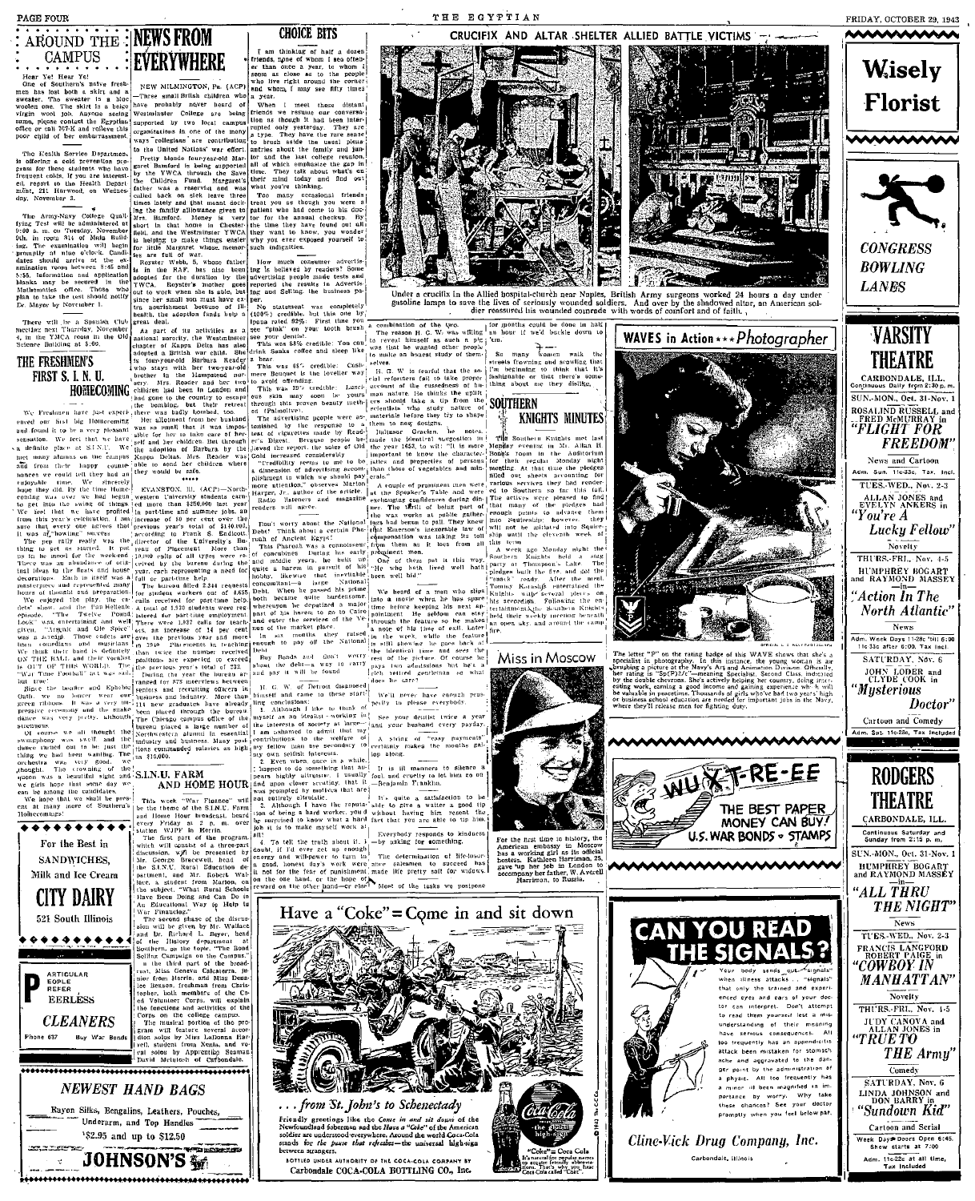# AROUND THE CAMPUS

Hear Ye! Hear Ye!

One of Southern's naive freshmen has lost both a skirt and a sweater. The sweater is a blue woolen one. The skirt is a beige virgin wool job. Anyone seeing same, please contact the Egyptian office or call 707-K and relieve this poor child of her embarrassment.

The Health Service Department is offering a cold prevention program for those students who have frequent colds. If you are interested, report to the Health Department, 211 Harwood, on Wednesday, November 3.

The Army-Navy College Qualifying Test will be administered at 9:00 a. m. on Tuesday, November 9th, in room 314 of Main Building. The examination will begin promptly at nine o'clock. Candidates should arrive at the examination room between 8:45 and 8:55. Information and application blanks may be secured in the Mathematics office. Those who plan to take the test should notify Dr. Mayor by November 1.

There will be a Spanish Club meeting next Thursday, November 4, in the YMCA room in the Old Science Building at 8:00.

## THE FRESHMEN'S FIRST S. I. N. U. HOMECOMING

We Freshmen have just experienced our first big Homecoming and found it to be a very pleasant sensation. We feel that we have a definite place at S.I.N.U. We met many alumni on the campus and from their happy countenances we could tell they had an enjoyable time. We sincerely hope they did. By the time Homecoming was over we had begun to get into the swing of things. We feel that we have profited from this year's celebration. I am sure that every one agrees that it was a "howling" success.

The pep rally really was the thing to get us started. It put us in the mood for the weekend. There was an abundance of original ideas in the floats and house decorations. Each in itself was a masterpiece and represented many hours of thought and preparation.

We enjoyed the play, the cadets' show, and the Pan Hellenic episode. "The Twelve Pound Look" was entertaining and well given. "Arsenic and Old Spice" was a delight. These cadets are fine comedians and musicians. We think their band is definitely ON THE BALL and their vocalist is OUT OF THIS WORLD. The "War Time Football" act was said but true!

Since the bonfire and Ephebic Oath, we no longer wear our green ribbons. It was a very impressive ceremony and the snake dance was very pretty, although strenuous.

Of course we all thought the symphony was swell and the dance turned out to be just the thing we had been wanting. The orchestra was very good, we thought. The crowning of the queen was a beautiful sight and we girls hope that some day we can be among the candidates.

We hope that we shall be present at many more of Southern's Homecomings!

---

For the Best in

SANDWICHES,

Milk and Ice Cream

**CITY DAIRY**

521 South Illinois

---

PARTICULAR PEOPLE PREFER PEERLESS

*CLEANERS*

Phone 637 Buy War Bonds

---

## NEWS FROM EVERYWHERE

NEW WILMINGTON, Pa. (ACP)—Three small British children who have probably never heard of Westminster College are being supported by two local campus organizations in one of the many ways "collegians" are contributing to the United Nations' war effort.

Pretty blonde four-year-old Margaret Bamford is being supported by the YWCA through the Save the Children Fund. Margaret's father was a reservist and was called back on sick leave three times lately and that meant docking the family allowance given to Mrs. Bamford. Money is very short in that home in Chesterfield, and the Westminster YWCA is helping to make things easier for little Margaret whose memories are full of war.

Royster Webb, 5, whose father is in the RAF, has also been adopted for the duration by the YWCA. Royster's mother goes out to work when she is able, but since her small son must have extra nourishment because of ill-health, the adoption funds help a great deal.

As part of its activities as a national sorority, the Westminster chapter of Kappa Delta has also adopted a British war child. She is four-year-old Barbara Reader who stays with her two-year-old brother in the Hampstead nursery. Mrs. Reader and her two children had been in London and had gone to the country to escape the bombing, but their retreat there was badly bombed, too.

Her allotment from her husband was so small that it was impossible for her to take care of herself and her children. But through the adoption of Barbara by the Kappa Deltas, Mrs. Reader was able to send her children where they would be safe.

\*\*\*\*\*

EVANSTON, Ill. (ACP)—Northwestern University students earned more than $250,000 last year in part-time and summer jobs, an increase of 50 per cent over the previous year's total of $140,000, according to Frank S. Endicott, director of the University's Bureau of Placement. More than 10,000 calls of all types were received by the bureau during the year, each representing a need for full or part-time help.

The bureau filled 2,344 requests for student workers out of 4,635 calls received for part-time help. A total of 1,530 students were registered for part-time employment. There were 1,837 calls for teachers, an increase of 14 per cent over the previous year and more than in 1940. Placements in teaching reached 276, more than twice the number received in 1940. Placements in positions are expected to exceed the previous year's total of 232.

During the year the bureau arranged for 875 interviews between seniors and recruiting officers in business and industry. More than 111 new graduates have already been placed through the bureau. The Chicago campus office of the bureau placed a large number of Northwestern alumni in essential industry and business. Many positions commanded salaries as high as $10,000.

## S.I.N.U. FARM AND HOME HOUR

This week "War Finance" will be the theme of the S.I.N.U. Farm and Home Hour broadcast, heard every Friday at 2 p. m. over station WJPF in Herrin.

The first part of the program, which will consist of a three-part discussion, will be presented by Mr. George Bracewell, head of the S.I.N.U. Rural Education department, and Mr. Robert Wallace, a student from Marion, on the subject, "What Rural Schools Have Been Doing and Can Do in An Educational Way to Help in War Financing."

The second phase of the discussion will be given by Mr. Wallace and Dr. Richard L. Beyer, head of the History department at Southern, on the topic, "The Bond Selling Campaign on the Campus."

In the third part of the broadcast, Miss Geneva Calcaterra, junior from Herrin, and Miss Dana Lee Brown, freshman from Christopher, both members of the Coed Volunteer Corps, will explain the function and activities of the Corps on the college campus.

The musical portion of the program will feature several accordion solos by Miss LaDonna Harrell, student from Xenia, and vocal solos by Apprentice Seaman David Mcintosh of Carbondale.

---

*NEWEST HAND BAGS*

Rayon Silks, Bengalins, Leathers, Pouches, Underarm, and Top Handles

$2.95 and up to $12.50

**JOHNSON'S**

---

## CHOICE BITS

I am thinking of half a dozen friends, none of whom I see oftener than once a year, or whom I seem as close as to the people who live right around the corner and whom I may see fifty times a year.

When I meet these distant friends we resume our conversation as though it had been interrupted only yesterday. They are a type. They have the rare sense to brush aside the usual pleasantries about the family and jumping and the last college reunion, all of which emphasize the gap in time. They talk about what's on their mind today and find out what you're thinking.

Too many occasional friends treat you as though you were a patient who had come to his doctor for the annual checkup. By the time they have found out all they want to know, you wonder why you ever exposed yourself to such indignities.

How much consumer advertising is believed by readers? Some advertising people made tests and reported the results in Advertising and Selling, the business paper.

No statement was completely (100%) credible, but this one by Ipana rated 92%: First time you see "pink" on your tooth brush see your dentist.

This was 85% credible: You can drink Sanka coffee and sleep like a bear.

This was 65% credible: Cashmere Bouquet is the loveliest way to avoid offending.

This was 29% credible: Luscious skin may soon be yours through this proven beauty method (Palmolive).

The advertising people were astonished by the response to a test of cigarettes made by Reader's Digest. Because people believed the report, the sales of Old Gold increased considerably.

"Credibility seems to me to be a dimension of advertising accomplishment to which we should pay more attention," observes Marion Harper, Jr., author of the article. Radio listeners and magazine readers will agree.

Don't worry about the National Debt! Think about a certain Pharaoh of Ancient Egypt!

This Pharaoh was a connoisseur of concubines. During the early and middle years, he built up quite a harem in pursuit of his hobby, likewise that inevitable concomitant—a large National Debt. When he passed his prime both became quite burdensome, whereupon he deported a major part of his harem to go to Cairo and enter the services of the Vizier of the market place.

In six months they raised enough to pay off the National Debt.

Buy Bonds and don't worry about the debt—a way to carry and pay it will be found.

H. G. W. of Detroit disavowed himself and came to these startling conclusions:

1. Although I like to think of myself as an idealist—working in the interests of society at large—I am ashamed to admit that my contributions to the welfare of my fellow man are secondary to my own selfish interests.

2. Even when, once in a while, I happen to do something that appears highly altruistic, I usually find upon closer scrutiny, that I was prompted by motives that are not entirely altruistic.

3. Although I have the reputation of being a hard worker, you'd be surprised to know what a hard job it is to make myself work at all!

4. To tell the truth about it, I doubt if I'd ever get up enough energy and will-power to turn in a good, honest day's work were it not for the fear of punishment on the one hand, or the hope of reward on the other hand—or else a combination of the two.

The reason H. G. W. was willing to reveal himself as such a pig was that he wanted other people to make an honest study of themselves.

H. G. W. is fearful that the social reformers fail to take proper account of the cussedness of human nature. He thinks the uplifters should take a tip from the scientists who study nature or materials before they try to shape them to new designs.

Baltasar Gracian, he notes, made the identical suggestion in the year 1653, to wit: "It is more important to know the characteristics and properties of persons than those of vegetables and minerals."

A couple of prominent men were at the Speaker's Table and were exchanging confidences during dinner. The thrill of being part of the war work at public gatherings had begun to pall. They knew that Emerson's inexorable law of compensation was taking its toll from them as it does from all prominent men.

One of them put it this way: "He who has lived well hath been well bid."

We heard of a man who slips into a movie when he has spare time before keeping his next appointment. He seldom can stay through the feature so he makes a note of his time of exit. Later in the week, while the feature is still showing, he goes back at the identical time and sees the rest of the picture. Of course he pays two admissions but he's a rich retired gentleman so what does he care?

We'll never have enough people to please everybody.

See your dentist twice a year and your husband every payday.

A string of "easy payments" certainly makes the months gallop along.

It is ill manners to silence a fool, and cruelty to let him go on. —Benjamin Franklin.

It's quite a satisfaction to be able to give a waiter a good tip without having him resent the fact that you are able to tip him.

Everybody responds to kindness—by asking for something.

The determination of life-insurance salesmen to succeed has made life pretty soft for widows.

Most of the tasks we postpone for months could be done in half an hour if we'd buckle down to 'em.

So many women walk the streets frowning and scowling that I'm beginning to think that it's fashionable or that there's something about me they dislike.

---

## CRUCIFIX AND ALTAR SHELTER ALLIED BATTLE VICTIMS

Under a crucifix in the Allied hospital-church near Naples, British Army surgeons worked 24 hours a day under gasoline lamps to save the lives of seriously wounded soldiers. And over by the shadowed altar, an American soldier reassured his wounded comrades with words of comfort and of faith.

---

## SOUTHERN KNIGHTS MINUTES

The Southern Knights met last Monday evening in Mr. Allan H. Bond's room in the Auditorium for their regular Monday night meeting. At that time the pledges filled out sheets accounting for various services they had rendered to Southern so far this fall. The actives were pleased to find that many of the pledges had enough points to advance them into Squireship; however, they will not be initiated into Squireship until the eleventh week of this term.

A week ago Monday night the Southern Knights held a stag party at Thompson's Lake. The pledges built the fire and got the "snack" ready. After the meal, Tommy Kotsakis entertained the Knights with several pieces on his recorder. Following the entertainment the Southern Knights held their weekly meeting beneath an open sky and around the camp fire.

---

## Miss in Moscow

For the first time in history, the American embassy in Moscow has a working girl as its official hostess. Kathleen Harriman, 25, gave up her job in London to accompany her father, W. Averell Harriman, to Russia.

---

## WAVES in Action \*\*\* Photographer

The letter "P" on the rating badge of this WAVE shows that she's a specialist in photography. In this instance, the young woman is air-brushing a picture at the Navy's Art and Animation Division. Officially, her rating is "Sp(P)3/c"—meaning Specialist, Second Class, indicated by the double chevrons. She's actively helping her country, doing interesting work, earning a good income and gaining experience which will be valuable in peacetime. Thousands of girls who've had two years' high or business school education are needed for important jobs in the Navy, where they'll release men for fighting duty.

---

WUXT-RE-EE

THE BEST PAPER MONEY CAN BUY!

U.S. WAR BONDS • STAMPS

---

## Have a "Coke" = Come in and sit down

*... from St. John's to Schenectady*

Friendly greetings like the *Come in and sit down* of the Newfoundland fisherman and the *Have a "Coke"* of the American soldier are understood everywhere. Around the world Coca-Cola stands for *the pause that refreshes*—the universal high-sign between strangers.

BOTTLED UNDER AUTHORITY OF THE COCA-COLA COMPANY BY

Carbondale COCA-COLA BOTTLING CO., Inc.

"Coke" = Coca-Cola. It's natural for popular names to acquire friendly abbreviations. That's why you hear Coca-Cola called "Coke".

---

## CAN YOU READ THE SIGNALS?

Your body sends out "signals" when illness attacks . . . "signals" that only the trained and experienced eyes and ears of your doctor can interpret. Don't attempt to read them yourself lest a misunderstanding of their meaning have serious consequences. All too frequently has an appendicitis attack been mistaken for stomach ache and aggravated to the danger point by the administration of a physic. All too frequently has a minor ill been magnified in importance by worry. Why take these chances? See your doctor promptly when you feel below par.

*Cline-Vick Drug Company, Inc.*

Carbondale, Illinois

---

**Wisely Florist**

---

*CONGRESS BOWLING LANES*

---

## VARSITY THEATRE

CARBONDALE, ILL.

Continuous Daily from 2:30 p. m.

SUN.-MON., Oct. 31-Nov. 1

ROSALIND RUSSELL and FRED McMURRAY in

*"FLIGHT FOR FREEDOM"*

News and Cartoon

Adm. Sun. 11c-33c, Tax, Incl.

TUES.-WED., Nov. 2-3

ALLAN JONES and EVELYN ANKERS in

*"You're A Lucky Fellow"*

Novelty

THURS.-FRI., Nov. 4-5

HUMPHREY BOGART and RAYMOND MASSEY in

*"Action In The North Atlantic"*

News

Adm. Week Days 11-28c 'till 6:00 11c-33c after 6:00. Tax Incl.

SATURDAY, Nov. 6

JOHN LODER and CLYDE COOK in

*"Mysterious Doctor"*

Cartoon and Comedy

Adm. Sat. 11c-28c, Tax Included

## RODGERS THEATRE

CARBONDALE, ILL.

Continuous Saturday and Sunday from 2:15 p. m.

SUN.-MON., Oct. 31-Nov. 1

HUMPHREY BOGART and RAYMOND MASSEY in

*"ALL THRU THE NIGHT"*

News

TUES.-WED., Nov. 2-3

FRANCIS LANGFORD ROBERT PAIGE in

*"COWBOY IN MANHATTAN"*

Novelty

THURS.-FRI., Nov. 4-5

JUDY CANOVA and ALLAN JONES in

*"TRUE TO THE Army"*

Comedy

SATURDAY, Nov. 6

LINDA JOHNSON and DON BARRY in

*"Sundown Kid"*

Cartoon and Serial

Week Days Doors Open 6:45, Show starts at 7:00

Adm. 11c-22c at all time, Tax Included